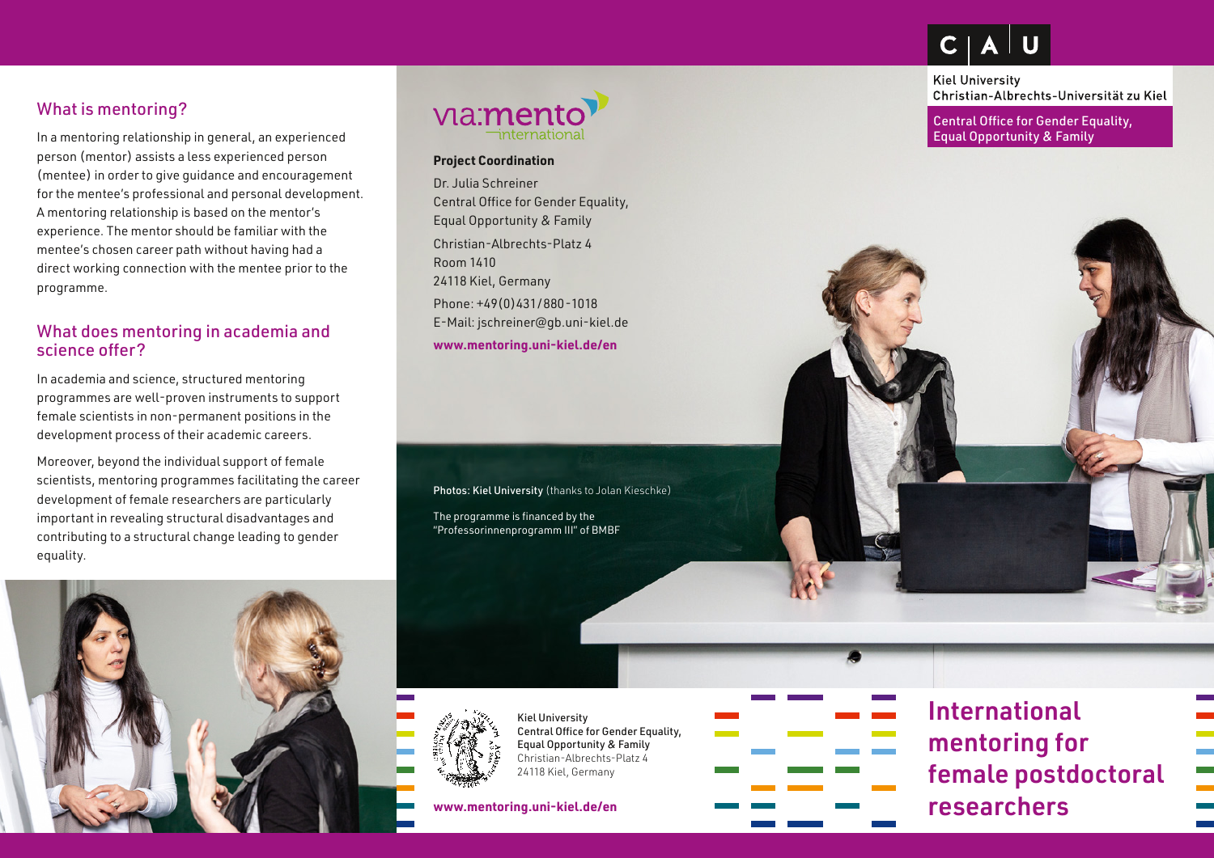## What is mentoring?

In a mentoring relationship in general, an experienced person (mentor) assists a less experienced person (mentee) in order to give guidance and encouragement for the mentee's professional and personal development. A mentoring relationship is based on the mentor's experience. The mentor should be familiar with the mentee's chosen career path without having had a direct working connection with the mentee prior to the programme.

## What does mentoring in academia and science offer?

In academia and science, structured mentoring programmes are well-proven instruments to support female scientists in non-permanent positions in the development process of their academic careers.

Moreover, beyond the individual support of female scientists, mentoring programmes facilitating the career development of female researchers are particularly important in revealing structural disadvantages and contributing to a structural change leading to gender equality.

via:mento international

**Project Coordination**

Dr. Julia Schreiner
Central Office for Gender Equality, Equal Opportunity & Family

Christian-Albrechts-Platz 4
Room 1410
24118 Kiel, Germany

Phone: +49(0)431/880-1018
E-Mail: jschreiner@gb.uni-kiel.de

**www.mentoring.uni-kiel.de/en**

Photos: Kiel University (thanks to Jolan Kieschke)

The programme is financed by the "Professorinnenprogramm III" of BMBF

Kiel University
Central Office for Gender Equality, Equal Opportunity & Family
Christian-Albrechts-Platz 4
24118 Kiel, Germany

**www.mentoring.uni-kiel.de/en**

C | A | U

Kiel University
Christian-Albrechts-Universität zu Kiel

Central Office for Gender Equality, Equal Opportunity & Family

# International mentoring for female postdoctoral researchers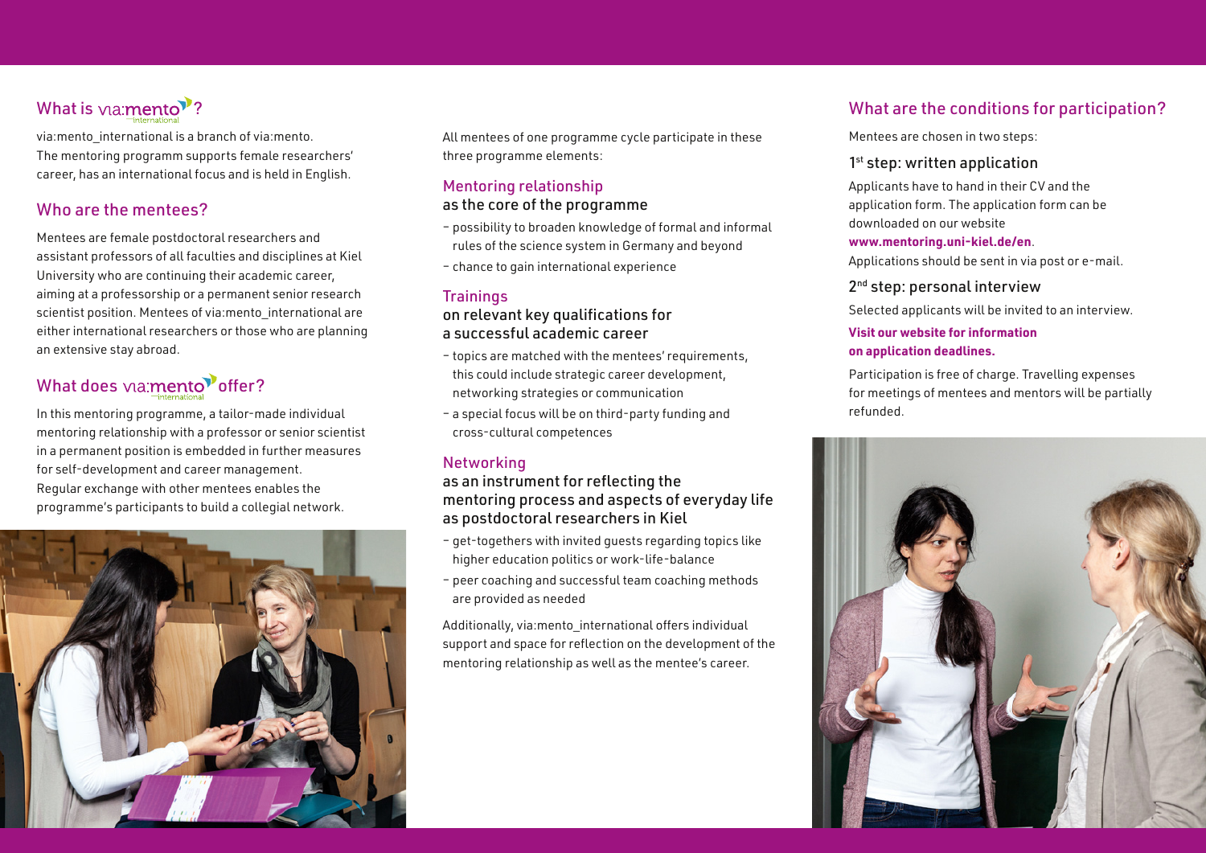## What is via:mento international?

via:mento_international is a branch of via:mento. The mentoring programm supports female researchers' career, has an international focus and is held in English.

## Who are the mentees?

Mentees are female postdoctoral researchers and assistant professors of all faculties and disciplines at Kiel University who are continuing their academic career, aiming at a professorship or a permanent senior research scientist position. Mentees of via:mento_international are either international researchers or those who are planning an extensive stay abroad.

## What does via:mento international offer?

In this mentoring programme, a tailor-made individual mentoring relationship with a professor or senior scientist in a permanent position is embedded in further measures for self-development and career management. Regular exchange with other mentees enables the programme's participants to build a collegial network.

All mentees of one programme cycle participate in these three programme elements:

### Mentoring relationship
as the core of the programme

- possibility to broaden knowledge of formal and informal rules of the science system in Germany and beyond
- chance to gain international experience

### Trainings
on relevant key qualifications for a successful academic career

- topics are matched with the mentees' requirements, this could include strategic career development, networking strategies or communication
- a special focus will be on third-party funding and cross-cultural competences

### Networking
as an instrument for reflecting the mentoring process and aspects of everyday life as postdoctoral researchers in Kiel

- get-togethers with invited guests regarding topics like higher education politics or work-life-balance
- peer coaching and successful team coaching methods are provided as needed

Additionally, via:mento_international offers individual support and space for reflection on the development of the mentoring relationship as well as the mentee's career.

## What are the conditions for participation?

Mentees are chosen in two steps:

### 1st step: written application

Applicants have to hand in their CV and the application form. The application form can be downloaded on our website **www.mentoring.uni-kiel.de/en**.
Applications should be sent in via post or e-mail.

### 2nd step: personal interview

Selected applicants will be invited to an interview.

**Visit our website for information on application deadlines.**

Participation is free of charge. Travelling expenses for meetings of mentees and mentors will be partially refunded.